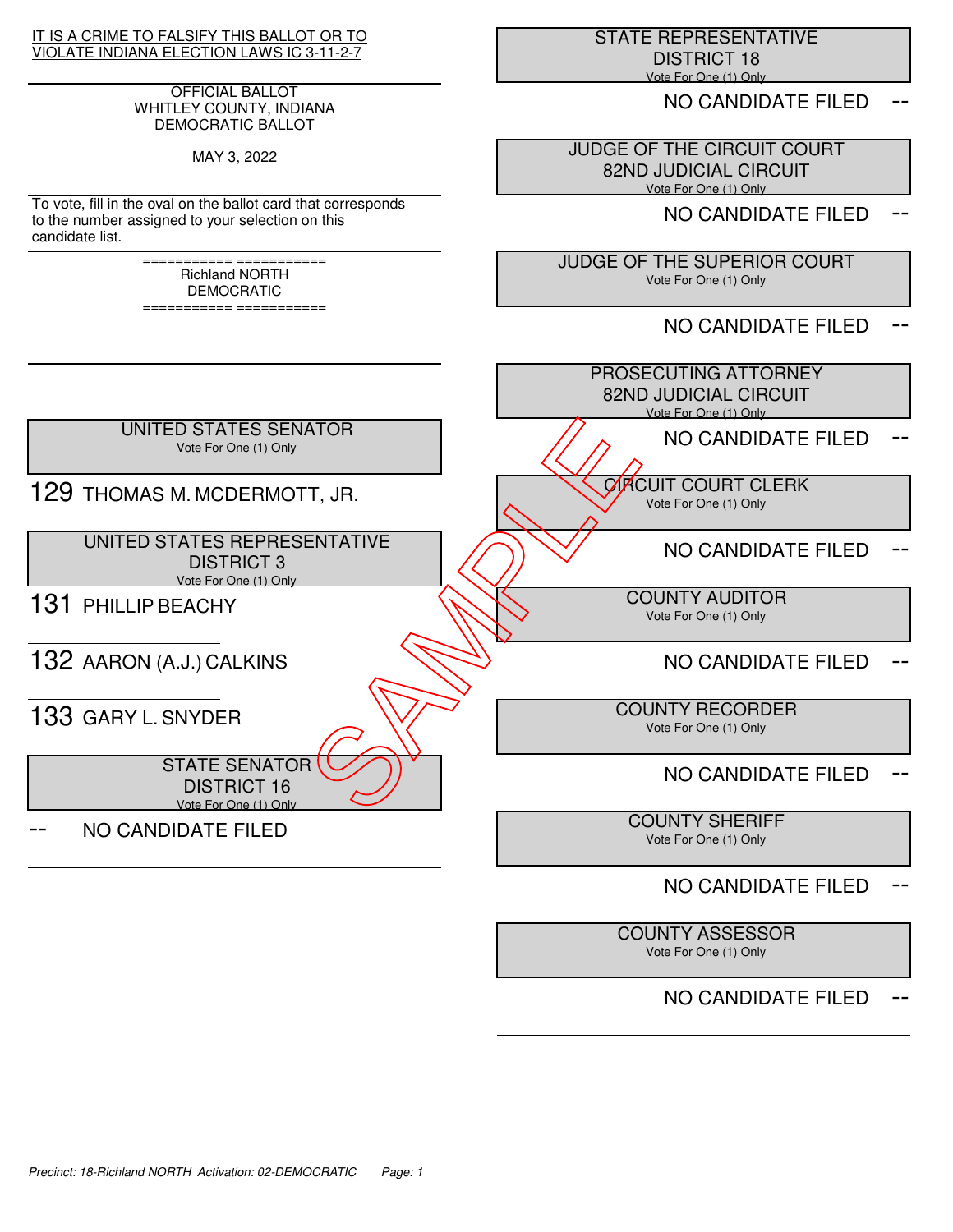IT IS A CRIME TO FALSIFY THIS BALLOT OR TO VIOLATE INDIANA ELECTION LAWS IC 3-11-2-7

OFFICIAL BALLOT
WHITLEY COUNTY, INDIANA
DEMOCRATIC BALLOT

MAY 3, 2022

To vote, fill in the oval on the ballot card that corresponds to the number assigned to your selection on this candidate list.

=========== ===========
Richland NORTH
DEMOCRATIC
=========== ===========

## UNITED STATES SENATOR
Vote For One (1) Only

129 THOMAS M. MCDERMOTT, JR.

## UNITED STATES REPRESENTATIVE DISTRICT 3
Vote For One (1) Only

131 PHILLIP BEACHY

132 AARON (A.J.) CALKINS

133 GARY L. SNYDER

## STATE SENATOR DISTRICT 16
Vote For One (1) Only

-- NO CANDIDATE FILED

## STATE REPRESENTATIVE DISTRICT 18
Vote For One (1) Only

NO CANDIDATE FILED --

## JUDGE OF THE CIRCUIT COURT 82ND JUDICIAL CIRCUIT
Vote For One (1) Only

NO CANDIDATE FILED --

## JUDGE OF THE SUPERIOR COURT
Vote For One (1) Only

NO CANDIDATE FILED --

## PROSECUTING ATTORNEY 82ND JUDICIAL CIRCUIT
Vote For One (1) Only

NO CANDIDATE FILED --

## CIRCUIT COURT CLERK
Vote For One (1) Only

NO CANDIDATE FILED --

## COUNTY AUDITOR
Vote For One (1) Only

NO CANDIDATE FILED --

## COUNTY RECORDER
Vote For One (1) Only

NO CANDIDATE FILED --

## COUNTY SHERIFF
Vote For One (1) Only

NO CANDIDATE FILED --

## COUNTY ASSESSOR
Vote For One (1) Only

NO CANDIDATE FILED --

*Precinct: 18-Richland NORTH Activation: 02-DEMOCRATIC*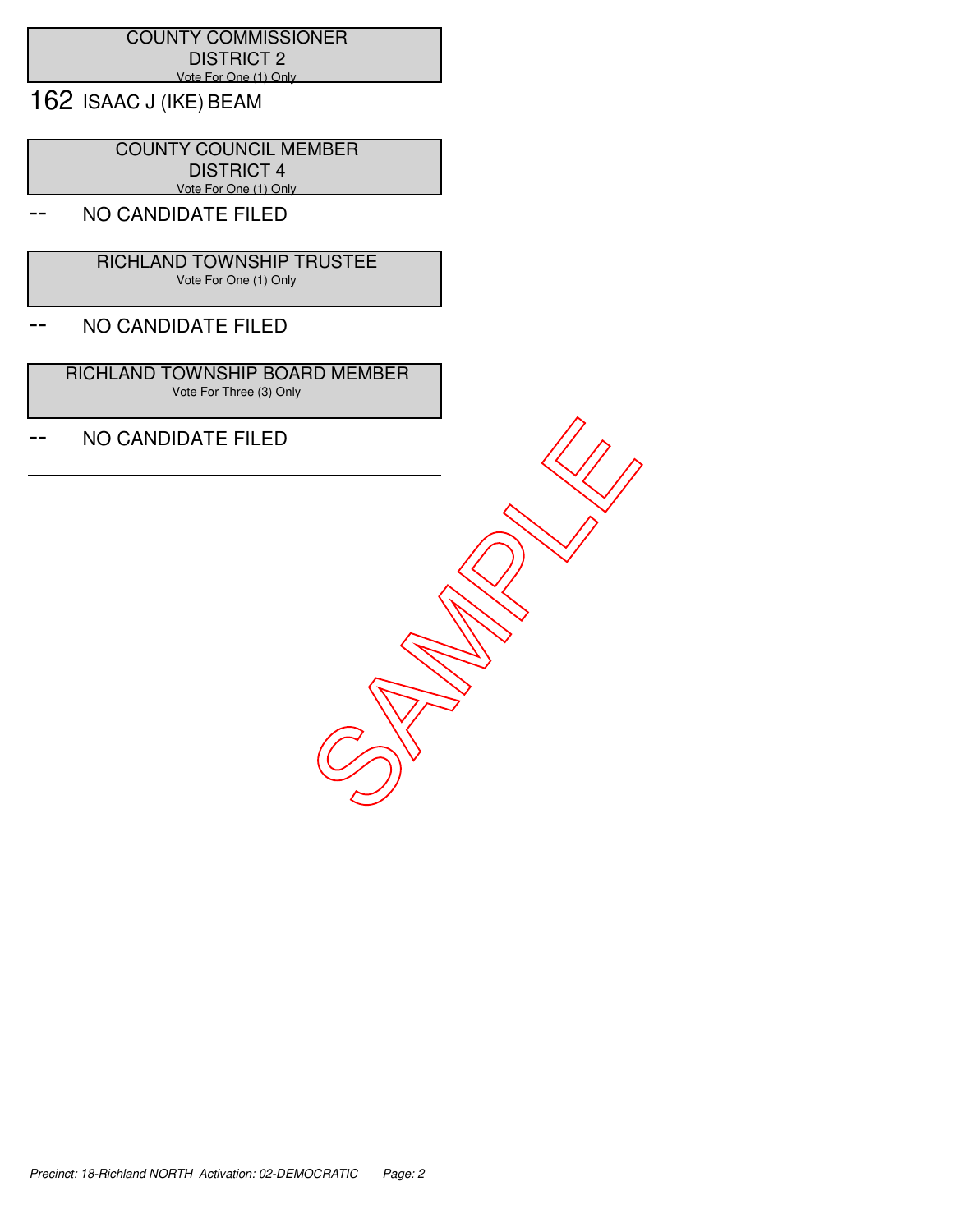## COUNTY COMMISSIONER
## DISTRICT 2
Vote For One (1) Only

162 ISAAC J (IKE) BEAM

## COUNTY COUNCIL MEMBER
## DISTRICT 4
Vote For One (1) Only

-- NO CANDIDATE FILED

## RICHLAND TOWNSHIP TRUSTEE
Vote For One (1) Only

-- NO CANDIDATE FILED

## RICHLAND TOWNSHIP BOARD MEMBER
Vote For Three (3) Only

-- NO CANDIDATE FILED

SAMPLE

*Precinct: 18-Richland NORTH Activation: 02-DEMOCRATIC*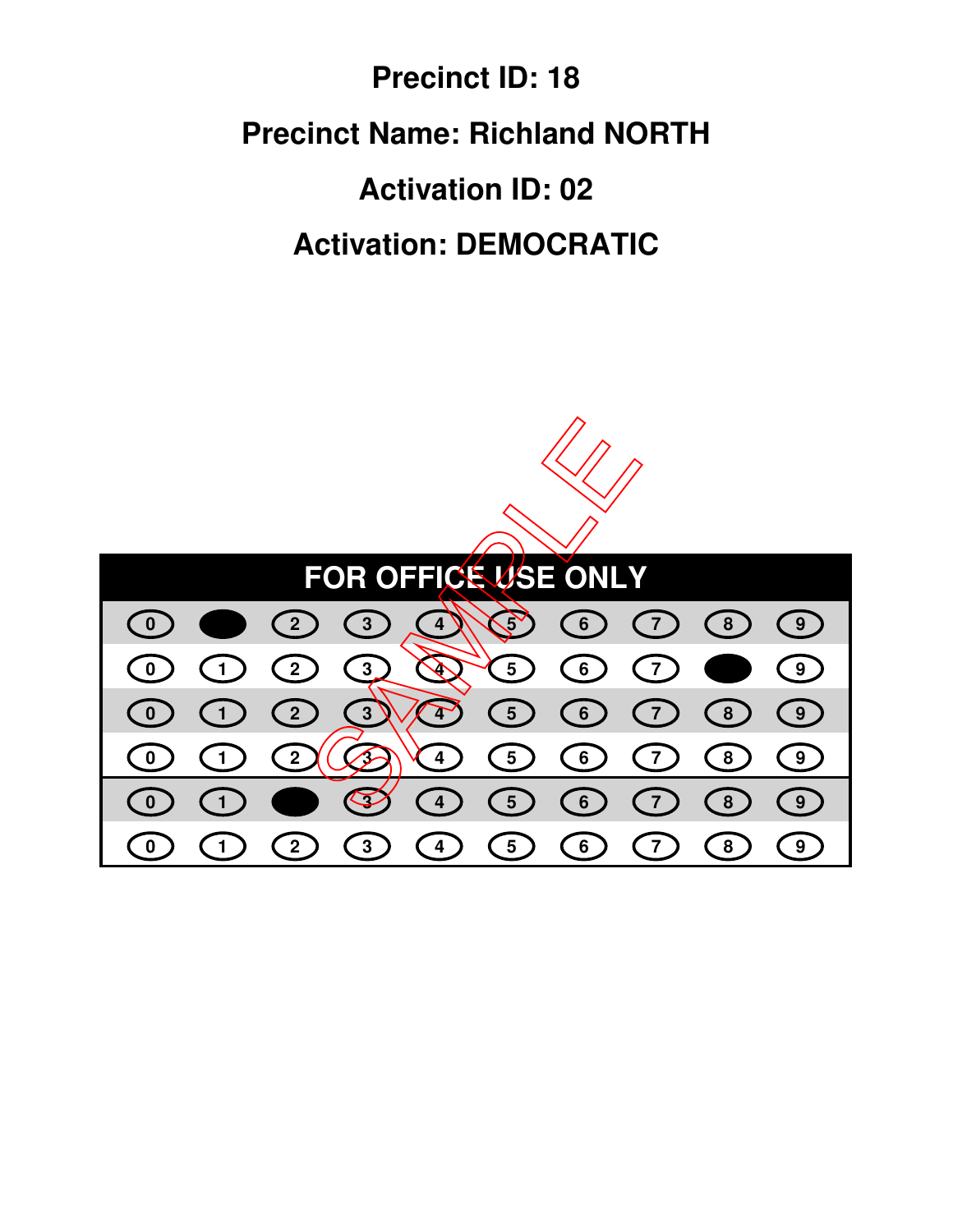**Precinct ID: 18**

**Precinct Name: Richland NORTH**

**Activation ID: 02**

**Activation: DEMOCRATIC**

SAMPLE

| FOR OFFICE USE ONLY | | | | | | | | | |
|---|---|---|---|---|---|---|---|---|---|
| 0 | ● | 2 | 3 | 4 | 5 | 6 | 7 | 8 | 9 |
| 0 | 1 | 2 | 3 | 4 | 5 | 6 | 7 | ● | 9 |
| 0 | 1 | 2 | 3 | 4 | 5 | 6 | 7 | 8 | 9 |
| 0 | 1 | 2 | 3 | 4 | 5 | 6 | 7 | 8 | 9 |
| 0 | 1 | ● | 3 | 4 | 5 | 6 | 7 | 8 | 9 |
| 0 | 1 | 2 | 3 | 4 | 5 | 6 | 7 | 8 | 9 |